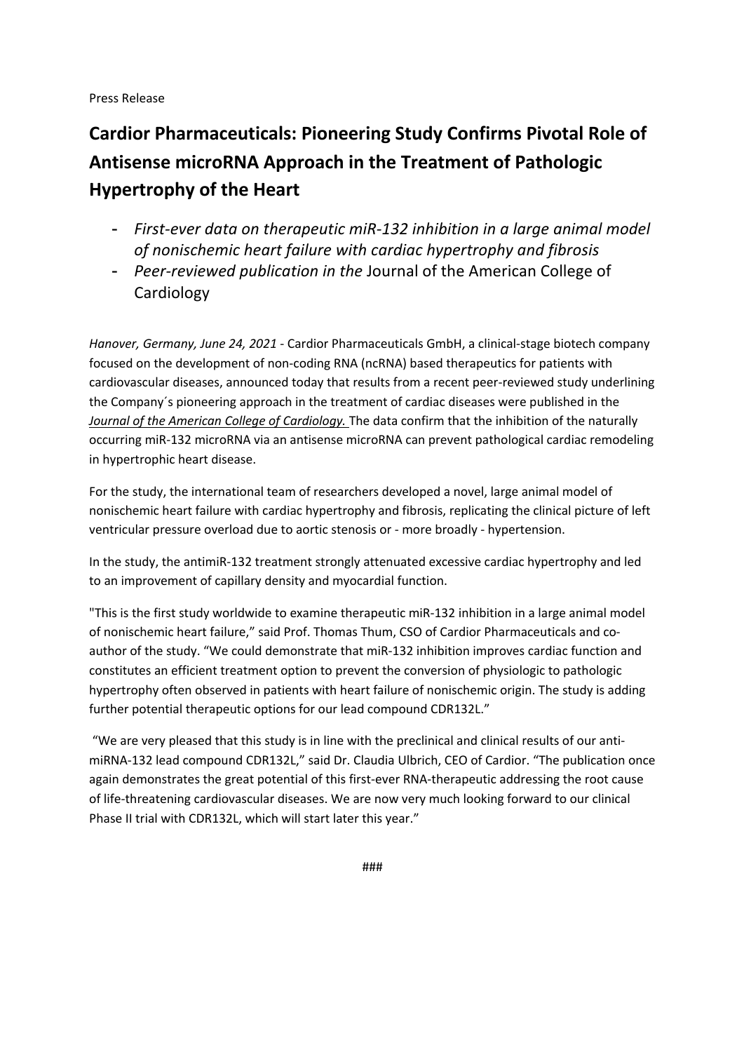Press Release

# Cardior Pharmaceuticals: Pioneering Study Confirms Pivotal Role of Antisense microRNA Approach in the Treatment of Pathologic Hypertrophy of the Heart

- *First-ever data on therapeutic miR-132 inhibition in a large animal model of nonischemic heart failure with cardiac hypertrophy and fibrosis*
- *Peer-reviewed publication in the* Journal of the American College of Cardiology

*Hanover, Germany, June 24, 2021* - Cardior Pharmaceuticals GmbH, a clinical-stage biotech company focused on the development of non-coding RNA (ncRNA) based therapeutics for patients with cardiovascular diseases, announced today that results from a recent peer-reviewed study underlining the Company´s pioneering approach in the treatment of cardiac diseases were published in the *Journal of the American College of Cardiology.* The data confirm that the inhibition of the naturally occurring miR-132 microRNA via an antisense microRNA can prevent pathological cardiac remodeling in hypertrophic heart disease.

For the study, the international team of researchers developed a novel, large animal model of nonischemic heart failure with cardiac hypertrophy and fibrosis, replicating the clinical picture of left ventricular pressure overload due to aortic stenosis or - more broadly - hypertension.

In the study, the antimiR-132 treatment strongly attenuated excessive cardiac hypertrophy and led to an improvement of capillary density and myocardial function.

"This is the first study worldwide to examine therapeutic miR-132 inhibition in a large animal model of nonischemic heart failure," said Prof. Thomas Thum, CSO of Cardior Pharmaceuticals and co-author of the study. "We could demonstrate that miR-132 inhibition improves cardiac function and constitutes an efficient treatment option to prevent the conversion of physiologic to pathologic hypertrophy often observed in patients with heart failure of nonischemic origin. The study is adding further potential therapeutic options for our lead compound CDR132L."

"We are very pleased that this study is in line with the preclinical and clinical results of our anti-miRNA-132 lead compound CDR132L," said Dr. Claudia Ulbrich, CEO of Cardior. "The publication once again demonstrates the great potential of this first-ever RNA-therapeutic addressing the root cause of life-threatening cardiovascular diseases. We are now very much looking forward to our clinical Phase II trial with CDR132L, which will start later this year."

###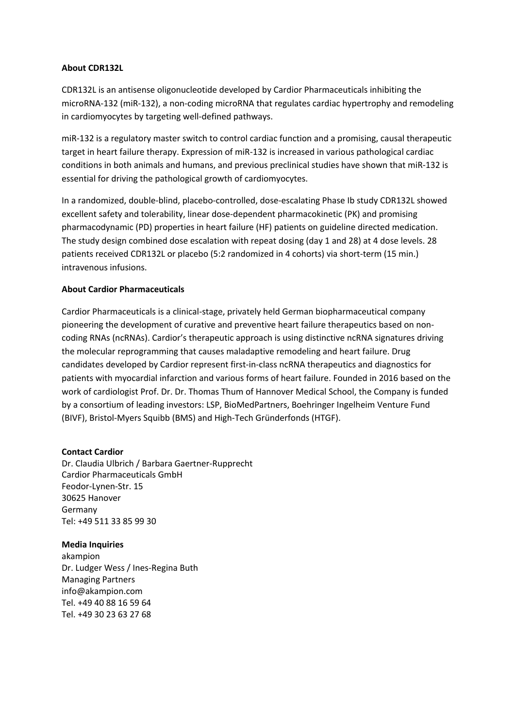**About CDR132L**

CDR132L is an antisense oligonucleotide developed by Cardior Pharmaceuticals inhibiting the microRNA-132 (miR-132), a non-coding microRNA that regulates cardiac hypertrophy and remodeling in cardiomyocytes by targeting well-defined pathways.

miR-132 is a regulatory master switch to control cardiac function and a promising, causal therapeutic target in heart failure therapy. Expression of miR-132 is increased in various pathological cardiac conditions in both animals and humans, and previous preclinical studies have shown that miR-132 is essential for driving the pathological growth of cardiomyocytes.

In a randomized, double-blind, placebo-controlled, dose-escalating Phase Ib study CDR132L showed excellent safety and tolerability, linear dose-dependent pharmacokinetic (PK) and promising pharmacodynamic (PD) properties in heart failure (HF) patients on guideline directed medication. The study design combined dose escalation with repeat dosing (day 1 and 28) at 4 dose levels. 28 patients received CDR132L or placebo (5:2 randomized in 4 cohorts) via short-term (15 min.) intravenous infusions.

**About Cardior Pharmaceuticals**

Cardior Pharmaceuticals is a clinical-stage, privately held German biopharmaceutical company pioneering the development of curative and preventive heart failure therapeutics based on non-coding RNAs (ncRNAs). Cardior's therapeutic approach is using distinctive ncRNA signatures driving the molecular reprogramming that causes maladaptive remodeling and heart failure. Drug candidates developed by Cardior represent first-in-class ncRNA therapeutics and diagnostics for patients with myocardial infarction and various forms of heart failure. Founded in 2016 based on the work of cardiologist Prof. Dr. Dr. Thomas Thum of Hannover Medical School, the Company is funded by a consortium of leading investors: LSP, BioMedPartners, Boehringer Ingelheim Venture Fund (BIVF), Bristol-Myers Squibb (BMS) and High-Tech Gründerfonds (HTGF).

**Contact Cardior**
Dr. Claudia Ulbrich / Barbara Gaertner-Rupprecht
Cardior Pharmaceuticals GmbH
Feodor-Lynen-Str. 15
30625 Hanover
Germany
Tel: +49 511 33 85 99 30

**Media Inquiries**
akampion
Dr. Ludger Wess / Ines-Regina Buth
Managing Partners
info@akampion.com
Tel. +49 40 88 16 59 64
Tel. +49 30 23 63 27 68